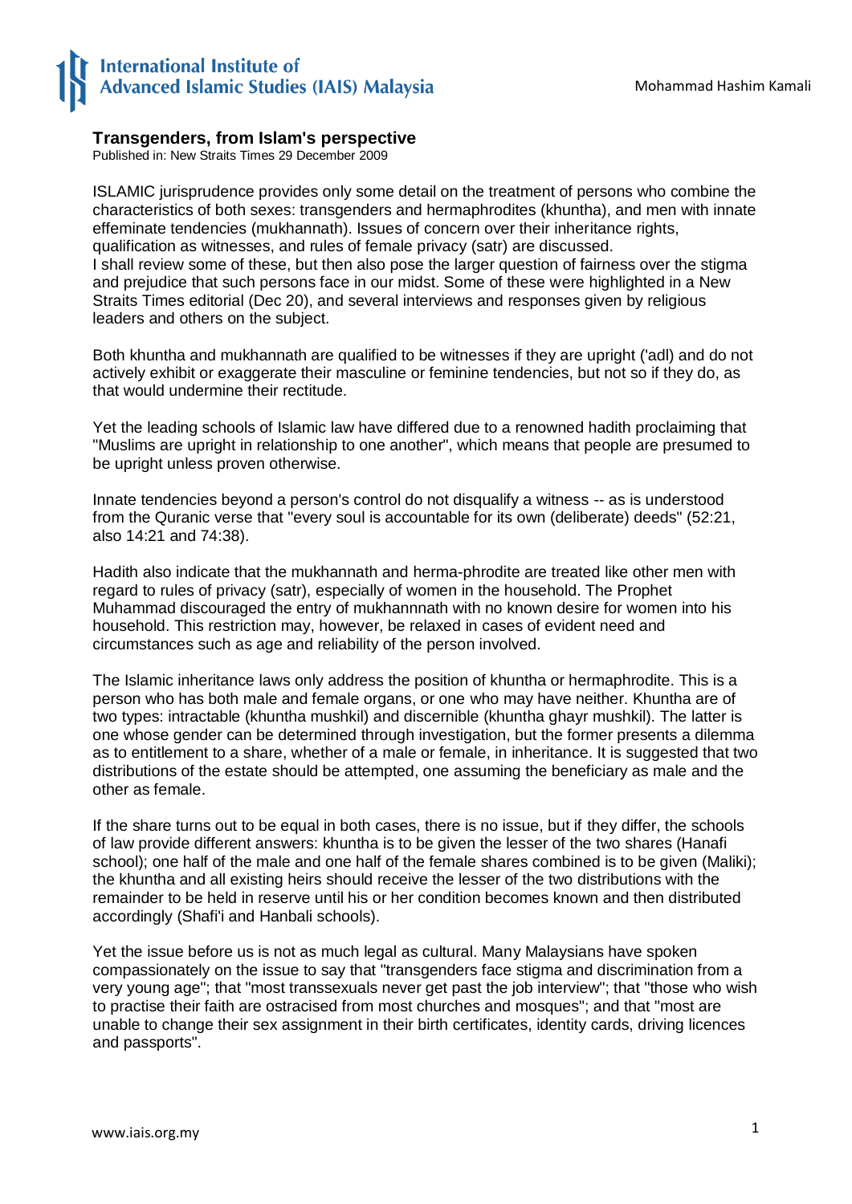# Transgenders, from Islam's perspective

Published in: New Straits Times 29 December 2009

ISLAMIC jurisprudence provides only some detail on the treatment of persons who combine the characteristics of both sexes: transgenders and hermaphrodites (khuntha), and men with innate effeminate tendencies (mukhannath). Issues of concern over their inheritance rights, qualification as witnesses, and rules of female privacy (satr) are discussed.
I shall review some of these, but then also pose the larger question of fairness over the stigma and prejudice that such persons face in our midst. Some of these were highlighted in a New Straits Times editorial (Dec 20), and several interviews and responses given by religious leaders and others on the subject.

Both khuntha and mukhannath are qualified to be witnesses if they are upright ('adl) and do not actively exhibit or exaggerate their masculine or feminine tendencies, but not so if they do, as that would undermine their rectitude.

Yet the leading schools of Islamic law have differed due to a renowned hadith proclaiming that "Muslims are upright in relationship to one another", which means that people are presumed to be upright unless proven otherwise.

Innate tendencies beyond a person's control do not disqualify a witness -- as is understood from the Quranic verse that "every soul is accountable for its own (deliberate) deeds" (52:21, also 14:21 and 74:38).

Hadith also indicate that the mukhannath and herma-phrodite are treated like other men with regard to rules of privacy (satr), especially of women in the household. The Prophet Muhammad discouraged the entry of mukhannnath with no known desire for women into his household. This restriction may, however, be relaxed in cases of evident need and circumstances such as age and reliability of the person involved.

The Islamic inheritance laws only address the position of khuntha or hermaphrodite. This is a person who has both male and female organs, or one who may have neither. Khuntha are of two types: intractable (khuntha mushkil) and discernible (khuntha ghayr mushkil). The latter is one whose gender can be determined through investigation, but the former presents a dilemma as to entitlement to a share, whether of a male or female, in inheritance. It is suggested that two distributions of the estate should be attempted, one assuming the beneficiary as male and the other as female.

If the share turns out to be equal in both cases, there is no issue, but if they differ, the schools of law provide different answers: khuntha is to be given the lesser of the two shares (Hanafi school); one half of the male and one half of the female shares combined is to be given (Maliki); the khuntha and all existing heirs should receive the lesser of the two distributions with the remainder to be held in reserve until his or her condition becomes known and then distributed accordingly (Shafi'i and Hanbali schools).

Yet the issue before us is not as much legal as cultural. Many Malaysians have spoken compassionately on the issue to say that "transgenders face stigma and discrimination from a very young age"; that "most transsexuals never get past the job interview"; that "those who wish to practise their faith are ostracised from most churches and mosques"; and that "most are unable to change their sex assignment in their birth certificates, identity cards, driving licences and passports".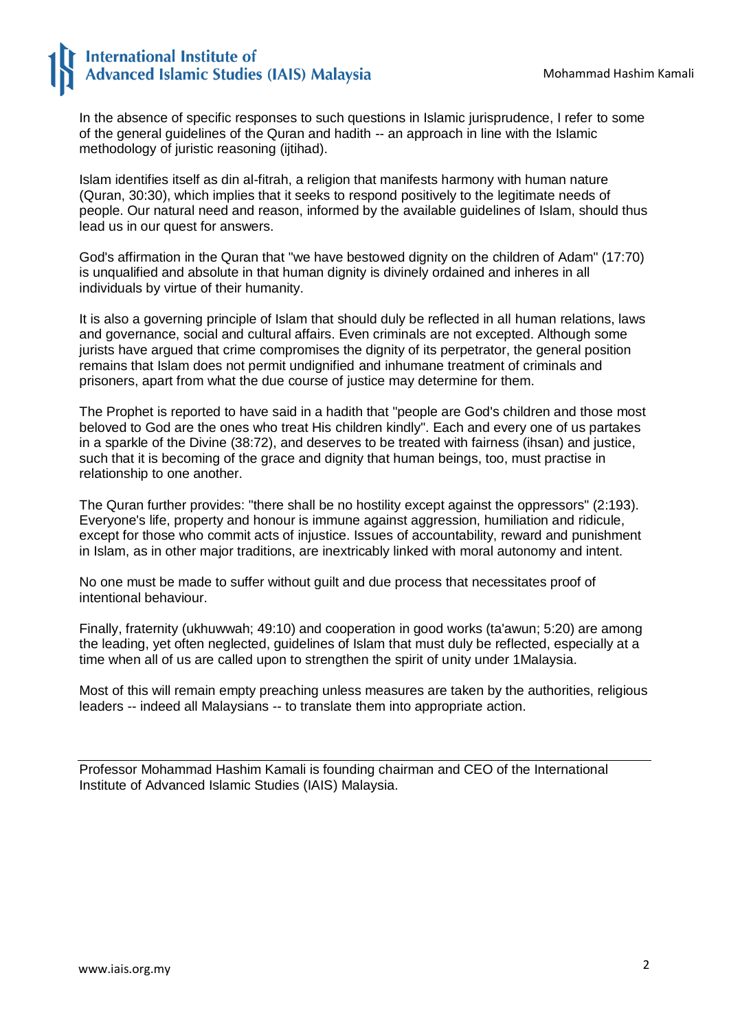In the absence of specific responses to such questions in Islamic jurisprudence, I refer to some of the general guidelines of the Quran and hadith -- an approach in line with the Islamic methodology of juristic reasoning (ijtihad).

Islam identifies itself as din al-fitrah, a religion that manifests harmony with human nature (Quran, 30:30), which implies that it seeks to respond positively to the legitimate needs of people. Our natural need and reason, informed by the available guidelines of Islam, should thus lead us in our quest for answers.

God's affirmation in the Quran that "we have bestowed dignity on the children of Adam" (17:70) is unqualified and absolute in that human dignity is divinely ordained and inheres in all individuals by virtue of their humanity.

It is also a governing principle of Islam that should duly be reflected in all human relations, laws and governance, social and cultural affairs. Even criminals are not excepted. Although some jurists have argued that crime compromises the dignity of its perpetrator, the general position remains that Islam does not permit undignified and inhumane treatment of criminals and prisoners, apart from what the due course of justice may determine for them.

The Prophet is reported to have said in a hadith that "people are God's children and those most beloved to God are the ones who treat His children kindly". Each and every one of us partakes in a sparkle of the Divine (38:72), and deserves to be treated with fairness (ihsan) and justice, such that it is becoming of the grace and dignity that human beings, too, must practise in relationship to one another.

The Quran further provides: "there shall be no hostility except against the oppressors" (2:193). Everyone's life, property and honour is immune against aggression, humiliation and ridicule, except for those who commit acts of injustice. Issues of accountability, reward and punishment in Islam, as in other major traditions, are inextricably linked with moral autonomy and intent.

No one must be made to suffer without guilt and due process that necessitates proof of intentional behaviour.

Finally, fraternity (ukhuwwah; 49:10) and cooperation in good works (ta'awun; 5:20) are among the leading, yet often neglected, guidelines of Islam that must duly be reflected, especially at a time when all of us are called upon to strengthen the spirit of unity under 1Malaysia.

Most of this will remain empty preaching unless measures are taken by the authorities, religious leaders -- indeed all Malaysians -- to translate them into appropriate action.

---

Professor Mohammad Hashim Kamali is founding chairman and CEO of the International Institute of Advanced Islamic Studies (IAIS) Malaysia.